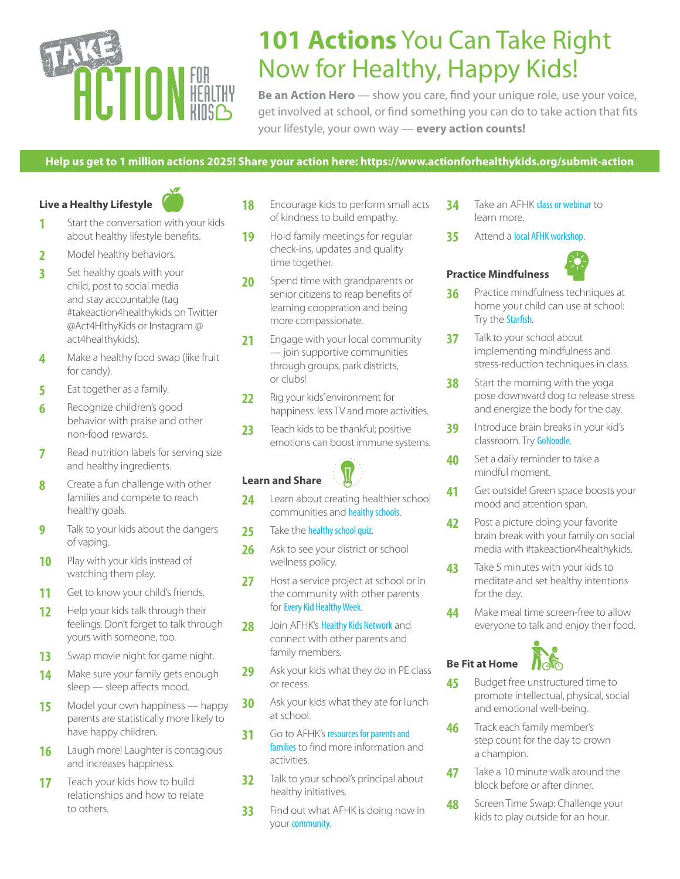# 101 Actions You Can Take Right Now for Healthy, Happy Kids!

**Be an Action Hero** — show you care, find your unique role, use your voice, get involved at school, or find something you can do to take action that fits your lifestyle, your own way — **every action counts!**

**Help us get to 1 million actions 2025! Share your action here: https://www.actionforhealthykids.org/submit-action**

### Live a Healthy Lifestyle

1. Start the conversation with your kids about healthy lifestyle benefits.
2. Model healthy behaviors.
3. Set healthy goals with your child, post to social media and stay accountable (tag #takeaction4healthykids on Twitter @Act4HlthyKids or Instagram @ act4healthykids).
4. Make a healthy food swap (like fruit for candy).
5. Eat together as a family.
6. Recognize children's good behavior with praise and other non-food rewards.
7. Read nutrition labels for serving size and healthy ingredients.
8. Create a fun challenge with other families and compete to reach healthy goals.
9. Talk to your kids about the dangers of vaping.
10. Play with your kids instead of watching them play.
11. Get to know your child's friends.
12. Help your kids talk through their feelings. Don't forget to talk through yours with someone, too.
13. Swap movie night for game night.
14. Make sure your family gets enough sleep — sleep affects mood.
15. Model your own happiness — happy parents are statistically more likely to have happy children.
16. Laugh more! Laughter is contagious and increases happiness.
17. Teach your kids how to build relationships and how to relate to others.
18. Encourage kids to perform small acts of kindness to build empathy.
19. Hold family meetings for regular check-ins, updates and quality time together.
20. Spend time with grandparents or senior citizens to reap benefits of learning cooperation and being more compassionate.
21. Engage with your local community — join supportive communities through groups, park districts, or clubs!
22. Rig your kids' environment for happiness: less TV and more activities.
23. Teach kids to be thankful; positive emotions can boost immune systems.

### Learn and Share

24. Learn about creating healthier school communities and healthy schools.
25. Take the healthy school quiz.
26. Ask to see your district or school wellness policy.
27. Host a service project at school or in the community with other parents for Every Kid Healthy Week.
28. Join AFHK's Healthy Kids Network and connect with other parents and family members.
29. Ask your kids what they do in PE class or recess.
30. Ask your kids what they ate for lunch at school.
31. Go to AFHK's resources for parents and families to find more information and activities.
32. Talk to your school's principal about healthy initiatives.
33. Find out what AFHK is doing now in your community.
34. Take an AFHK class or webinar to learn more.
35. Attend a local AFHK workshop.

### Practice Mindfulness

36. Practice mindfulness techniques at home your child can use at school: Try the Starfish.
37. Talk to your school about implementing mindfulness and stress-reduction techniques in class.
38. Start the morning with the yoga pose downward dog to release stress and energize the body for the day.
39. Introduce brain breaks in your kid's classroom. Try GoNoodle.
40. Set a daily reminder to take a mindful moment.
41. Get outside! Green space boosts your mood and attention span.
42. Post a picture doing your favorite brain break with your family on social media with #takeaction4healthykids.
43. Take 5 minutes with your kids to meditate and set healthy intentions for the day.
44. Make meal time screen-free to allow everyone to talk and enjoy their food.

### Be Fit at Home

45. Budget free unstructured time to promote intellectual, physical, social and emotional well-being.
46. Track each family member's step count for the day to crown a champion.
47. Take a 10 minute walk around the block before or after dinner.
48. Screen Time Swap: Challenge your kids to play outside for an hour.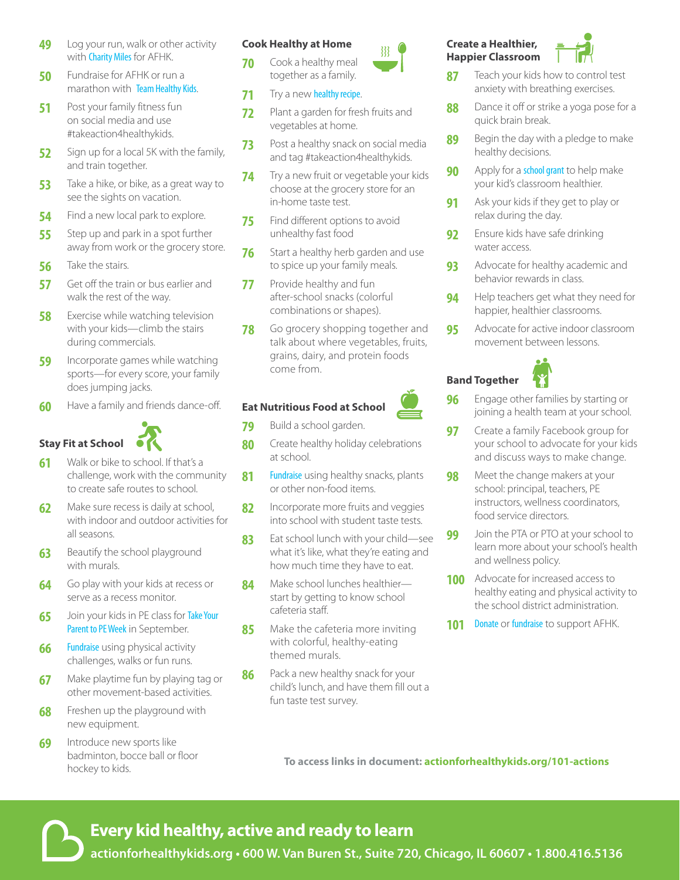49 Log your run, walk or other activity with Charity Miles for AFHK.

50 Fundraise for AFHK or run a marathon with Team Healthy Kids.

51 Post your family fitness fun on social media and use #takeaction4healthykids.

52 Sign up for a local 5K with the family, and train together.

53 Take a hike, or bike, as a great way to see the sights on vacation.

54 Find a new local park to explore.

55 Step up and park in a spot further away from work or the grocery store.

56 Take the stairs.

57 Get off the train or bus earlier and walk the rest of the way.

58 Exercise while watching television with your kids—climb the stairs during commercials.

59 Incorporate games while watching sports—for every score, your family does jumping jacks.

60 Have a family and friends dance-off.

## Stay Fit at School

61 Walk or bike to school. If that's a challenge, work with the community to create safe routes to school.

62 Make sure recess is daily at school, with indoor and outdoor activities for all seasons.

63 Beautify the school playground with murals.

64 Go play with your kids at recess or serve as a recess monitor.

65 Join your kids in PE class for Take Your Parent to PE Week in September.

66 Fundraise using physical activity challenges, walks or fun runs.

67 Make playtime fun by playing tag or other movement-based activities.

68 Freshen up the playground with new equipment.

69 Introduce new sports like badminton, bocce ball or floor hockey to kids.

## Cook Healthy at Home

70 Cook a healthy meal together as a family.

71 Try a new healthy recipe.

72 Plant a garden for fresh fruits and vegetables at home.

73 Post a healthy snack on social media and tag #takeaction4healthykids.

74 Try a new fruit or vegetable your kids choose at the grocery store for an in-home taste test.

75 Find different options to avoid unhealthy fast food

76 Start a healthy herb garden and use to spice up your family meals.

77 Provide healthy and fun after-school snacks (colorful combinations or shapes).

78 Go grocery shopping together and talk about where vegetables, fruits, grains, dairy, and protein foods come from.

## Eat Nutritious Food at School

79 Build a school garden.

80 Create healthy holiday celebrations at school.

81 Fundraise using healthy snacks, plants or other non-food items.

82 Incorporate more fruits and veggies into school with student taste tests.

83 Eat school lunch with your child—see what it's like, what they're eating and how much time they have to eat.

84 Make school lunches healthier—start by getting to know school cafeteria staff.

85 Make the cafeteria more inviting with colorful, healthy-eating themed murals.

86 Pack a new healthy snack for your child's lunch, and have them fill out a fun taste test survey.

## Create a Healthier, Happier Classroom

87 Teach your kids how to control test anxiety with breathing exercises.

88 Dance it off or strike a yoga pose for a quick brain break.

89 Begin the day with a pledge to make healthy decisions.

90 Apply for a school grant to help make your kid's classroom healthier.

91 Ask your kids if they get to play or relax during the day.

92 Ensure kids have safe drinking water access.

93 Advocate for healthy academic and behavior rewards in class.

94 Help teachers get what they need for happier, healthier classrooms.

95 Advocate for active indoor classroom movement between lessons.

## Band Together

96 Engage other families by starting or joining a health team at your school.

97 Create a family Facebook group for your school to advocate for your kids and discuss ways to make change.

98 Meet the change makers at your school: principal, teachers, PE instructors, wellness coordinators, food service directors.

99 Join the PTA or PTO at your school to learn more about your school's health and wellness policy.

100 Advocate for increased access to healthy eating and physical activity to the school district administration.

101 Donate or fundraise to support AFHK.

**To access links in document: actionforhealthykids.org/101-actions**

**Every kid healthy, active and ready to learn**

**actionforhealthykids.org • 600 W. Van Buren St., Suite 720, Chicago, IL 60607 • 1.800.416.5136**